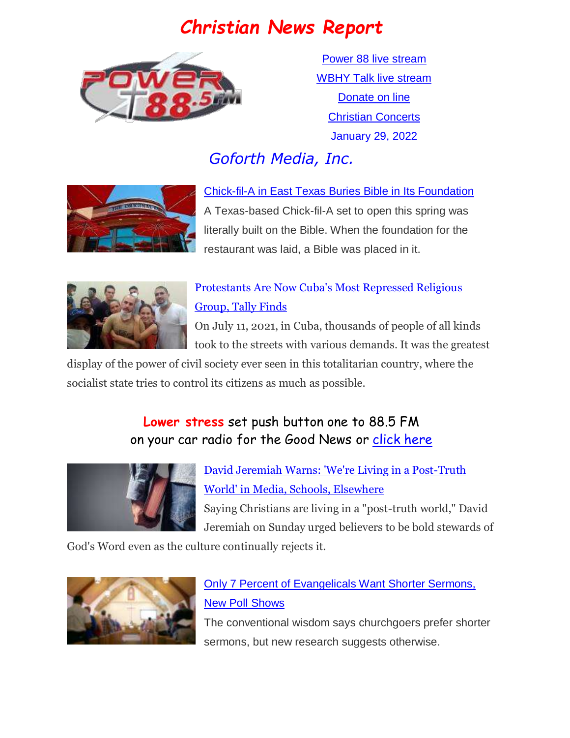# Christian News Report

Power 88 live stream

WBHY Talk live stream

Donate on line

Christian Concerts

January 29, 2022

*Goforth Media, Inc.*

**Chick-fil-A in East Texas Buries Bible in Its Foundation**

A Texas-based Chick-fil-A set to open this spring was literally built on the Bible. When the foundation for the restaurant was laid, a Bible was placed in it.

**Protestants Are Now Cuba's Most Repressed Religious Group, Tally Finds**

On July 11, 2021, in Cuba, thousands of people of all kinds took to the streets with various demands. It was the greatest display of the power of civil society ever seen in this totalitarian country, where the socialist state tries to control its citizens as much as possible.

**Lower stress** set push button one to 88.5 FM on your car radio for the Good News or click here

**David Jeremiah Warns: 'We're Living in a Post-Truth World' in Media, Schools, Elsewhere**

Saying Christians are living in a "post-truth world," David Jeremiah on Sunday urged believers to be bold stewards of God's Word even as the culture continually rejects it.

**Only 7 Percent of Evangelicals Want Shorter Sermons, New Poll Shows**

The conventional wisdom says churchgoers prefer shorter sermons, but new research suggests otherwise.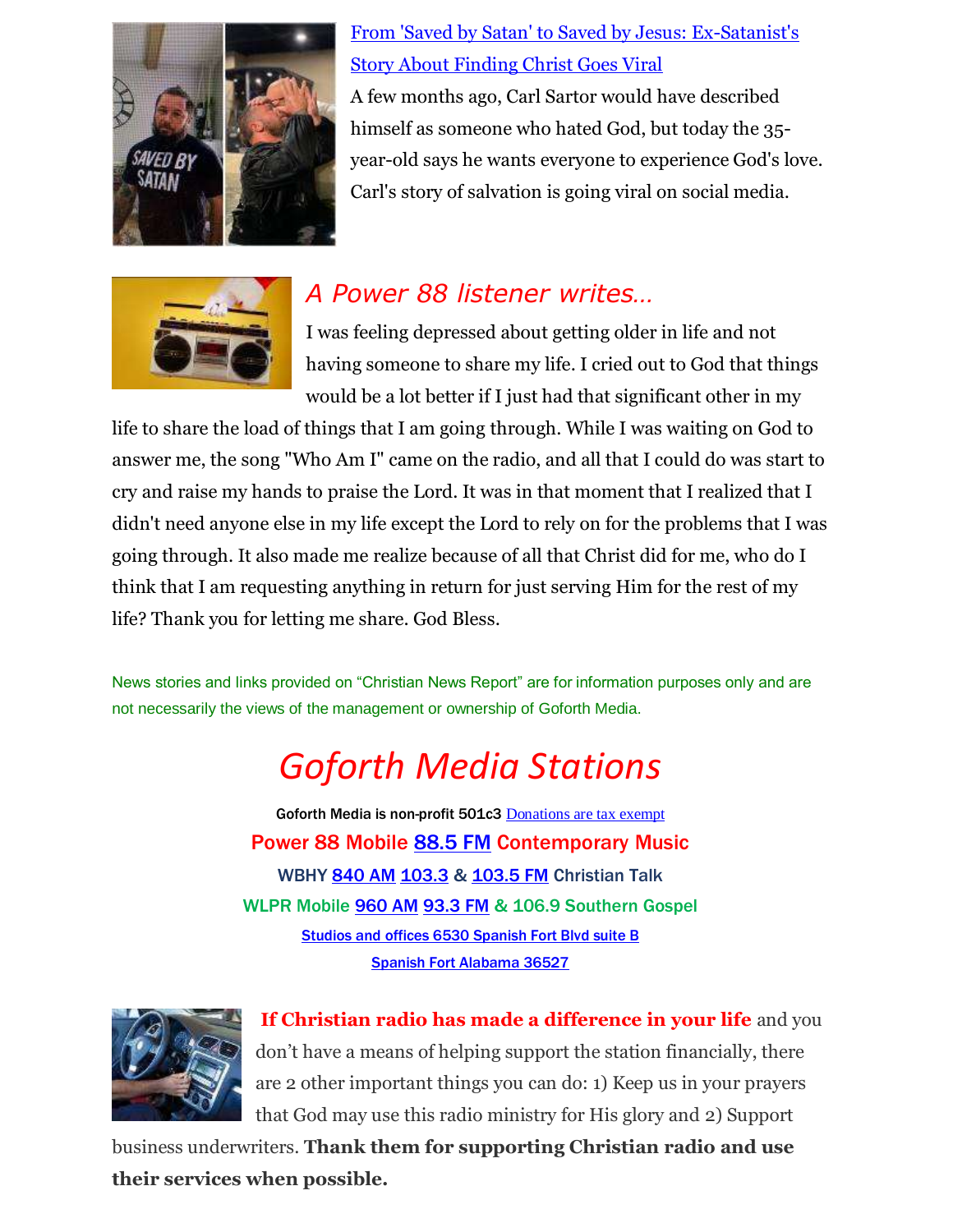[From 'Saved by Satan' to Saved by Jesus: Ex-Satanist's Story About Finding Christ Goes Viral]

A few months ago, Carl Sartor would have described himself as someone who hated God, but today the 35-year-old says he wants everyone to experience God's love. Carl's story of salvation is going viral on social media.

## *A Power 88 listener writes…*

I was feeling depressed about getting older in life and not having someone to share my life. I cried out to God that things would be a lot better if I just had that significant other in my life to share the load of things that I am going through. While I was waiting on God to answer me, the song "Who Am I" came on the radio, and all that I could do was start to cry and raise my hands to praise the Lord. It was in that moment that I realized that I didn't need anyone else in my life except the Lord to rely on for the problems that I was going through. It also made me realize because of all that Christ did for me, who do I think that I am requesting anything in return for just serving Him for the rest of my life? Thank you for letting me share. God Bless.

News stories and links provided on "Christian News Report" are for information purposes only and are not necessarily the views of the management or ownership of Goforth Media.

# *Goforth Media Stations*

Goforth Media is non-profit 501c3 [Donations are tax exempt]

**Power 88 Mobile [88.5 FM] Contemporary Music**

**WBHY [840 AM] [103.3] & [103.5 FM] Christian Talk**

**WLPR Mobile [960 AM] [93.3 FM] & 106.9 Southern Gospel**

**[Studios and offices 6530 Spanish Fort Blvd suite B]**

**[Spanish Fort Alabama 36527]**

**If Christian radio has made a difference in your life** and you don't have a means of helping support the station financially, there are 2 other important things you can do: 1) Keep us in your prayers that God may use this radio ministry for His glory and 2) Support business underwriters. **Thank them for supporting Christian radio and use their services when possible.**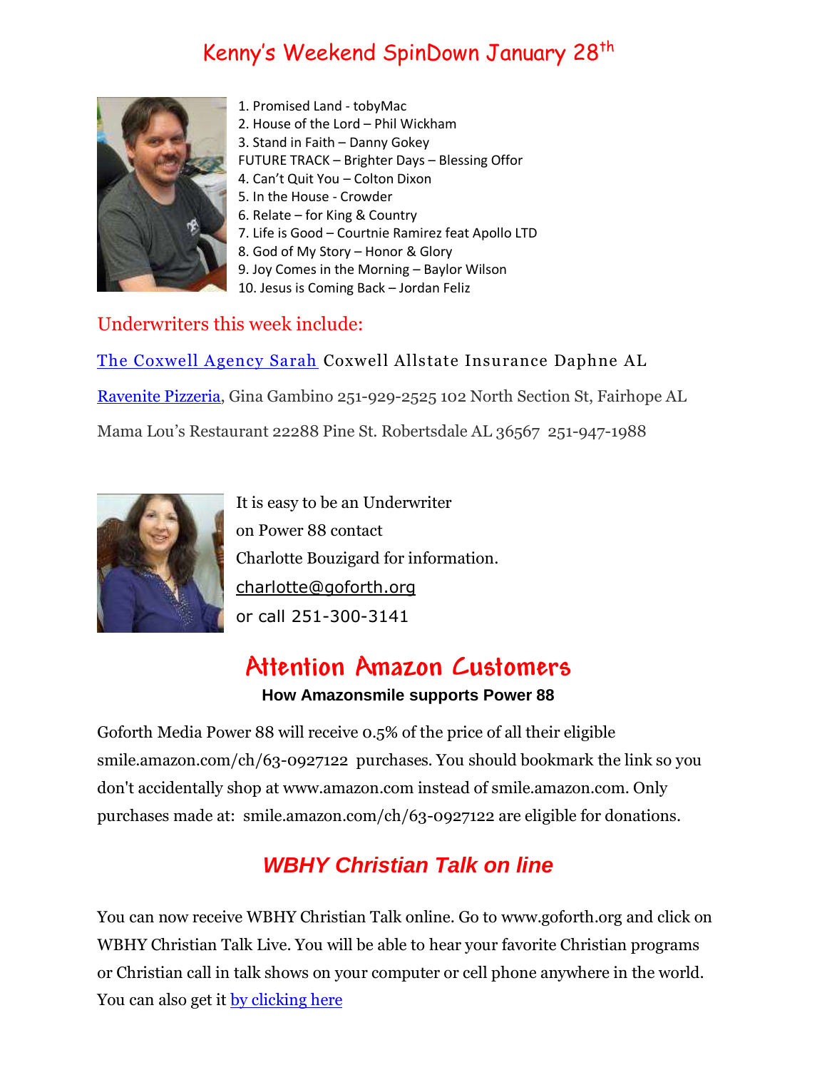# Kenny's Weekend SpinDown January 28th

1. Promised Land - tobyMac
2. House of the Lord – Phil Wickham
3. Stand in Faith – Danny Gokey

FUTURE TRACK – Brighter Days – Blessing Offor

4. Can't Quit You – Colton Dixon
5. In the House - Crowder
6. Relate – for King & Country
7. Life is Good – Courtnie Ramirez feat Apollo LTD
8. God of My Story – Honor & Glory
9. Joy Comes in the Morning – Baylor Wilson
10. Jesus is Coming Back – Jordan Feliz

## Underwriters this week include:

The Coxwell Agency Sarah Coxwell Allstate Insurance Daphne AL

Ravenite Pizzeria, Gina Gambino 251-929-2525 102 North Section St, Fairhope AL

Mama Lou's Restaurant 22288 Pine St. Robertsdale AL 36567 251-947-1988

It is easy to be an Underwriter
on Power 88 contact
Charlotte Bouzigard for information.
charlotte@goforth.org
or call 251-300-3141

## Attention Amazon Customers

**How Amazonsmile supports Power 88**

Goforth Media Power 88 will receive 0.5% of the price of all their eligible smile.amazon.com/ch/63-0927122 purchases. You should bookmark the link so you don't accidentally shop at www.amazon.com instead of smile.amazon.com. Only purchases made at: smile.amazon.com/ch/63-0927122 are eligible for donations.

## *WBHY Christian Talk on line*

You can now receive WBHY Christian Talk online. Go to www.goforth.org and click on WBHY Christian Talk Live. You will be able to hear your favorite Christian programs or Christian call in talk shows on your computer or cell phone anywhere in the world. You can also get it by clicking here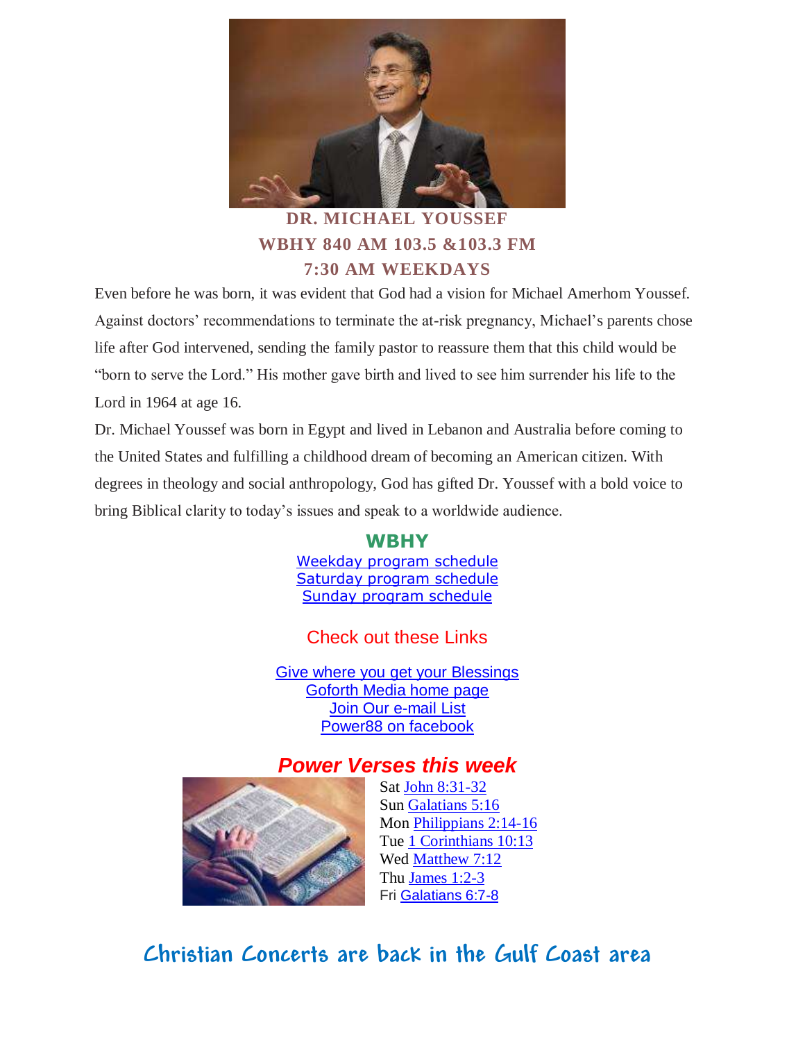**DR. MICHAEL YOUSSEF**
**WBHY 840 AM 103.5 &103.3 FM**
**7:30 AM WEEKDAYS**

Even before he was born, it was evident that God had a vision for Michael Amerhom Youssef. Against doctors' recommendations to terminate the at-risk pregnancy, Michael's parents chose life after God intervened, sending the family pastor to reassure them that this child would be "born to serve the Lord." His mother gave birth and lived to see him surrender his life to the Lord in 1964 at age 16.

Dr. Michael Youssef was born in Egypt and lived in Lebanon and Australia before coming to the United States and fulfilling a childhood dream of becoming an American citizen. With degrees in theology and social anthropology, God has gifted Dr. Youssef with a bold voice to bring Biblical clarity to today's issues and speak to a worldwide audience.

**WBHY**

Weekday program schedule
Saturday program schedule
Sunday program schedule

Check out these Links

Give where you get your Blessings
Goforth Media home page
Join Our e-mail List
Power88 on facebook

***Power Verses this week***

Sat John 8:31-32
Sun Galatians 5:16
Mon Philippians 2:14-16
Tue 1 Corinthians 10:13
Wed Matthew 7:12
Thu James 1:2-3
Fri Galatians 6:7-8

## Christian Concerts are back in the Gulf Coast area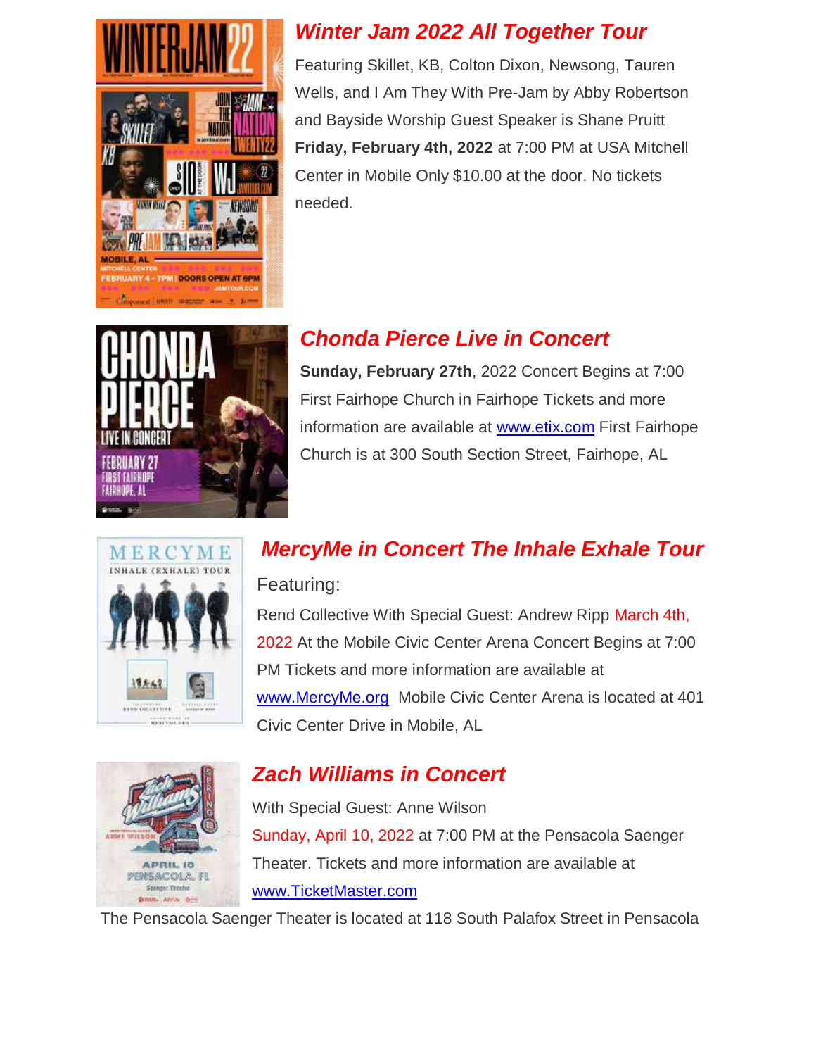## *Winter Jam 2022 All Together Tour*

Featuring Skillet, KB, Colton Dixon, Newsong, Tauren Wells, and I Am They With Pre-Jam by Abby Robertson and Bayside Worship Guest Speaker is Shane Pruitt **Friday, February 4th, 2022** at 7:00 PM at USA Mitchell Center in Mobile Only $10.00 at the door. No tickets needed.

## *Chonda Pierce Live in Concert*

**Sunday, February 27th**, 2022 Concert Begins at 7:00 First Fairhope Church in Fairhope Tickets and more information are available at www.etix.com First Fairhope Church is at 300 South Section Street, Fairhope, AL

## *MercyMe in Concert The Inhale Exhale Tour*

Featuring:

Rend Collective With Special Guest: Andrew Ripp March 4th, 2022 At the Mobile Civic Center Arena Concert Begins at 7:00 PM Tickets and more information are available at www.MercyMe.org Mobile Civic Center Arena is located at 401 Civic Center Drive in Mobile, AL

## *Zach Williams in Concert*

With Special Guest: Anne Wilson

Sunday, April 10, 2022 at 7:00 PM at the Pensacola Saenger Theater. Tickets and more information are available at www.TicketMaster.com

The Pensacola Saenger Theater is located at 118 South Palafox Street in Pensacola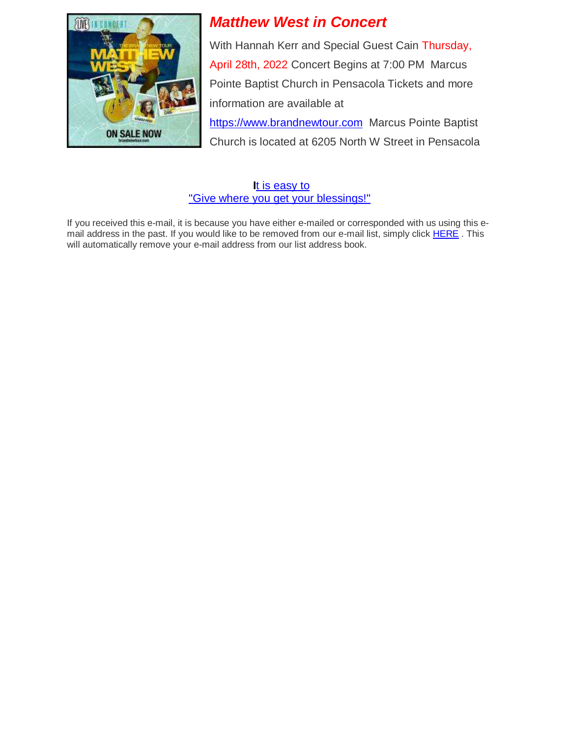## *Matthew West in Concert*

With Hannah Kerr and Special Guest Cain Thursday, April 28th, 2022 Concert Begins at 7:00 PM Marcus Pointe Baptist Church in Pensacola Tickets and more information are available at https://www.brandnewtour.com Marcus Pointe Baptist Church is located at 6205 North W Street in Pensacola

It is easy to
"Give where you get your blessings!"

If you received this e-mail, it is because you have either e-mailed or corresponded with us using this e-mail address in the past. If you would like to be removed from our e-mail list, simply click HERE . This will automatically remove your e-mail address from our list address book.